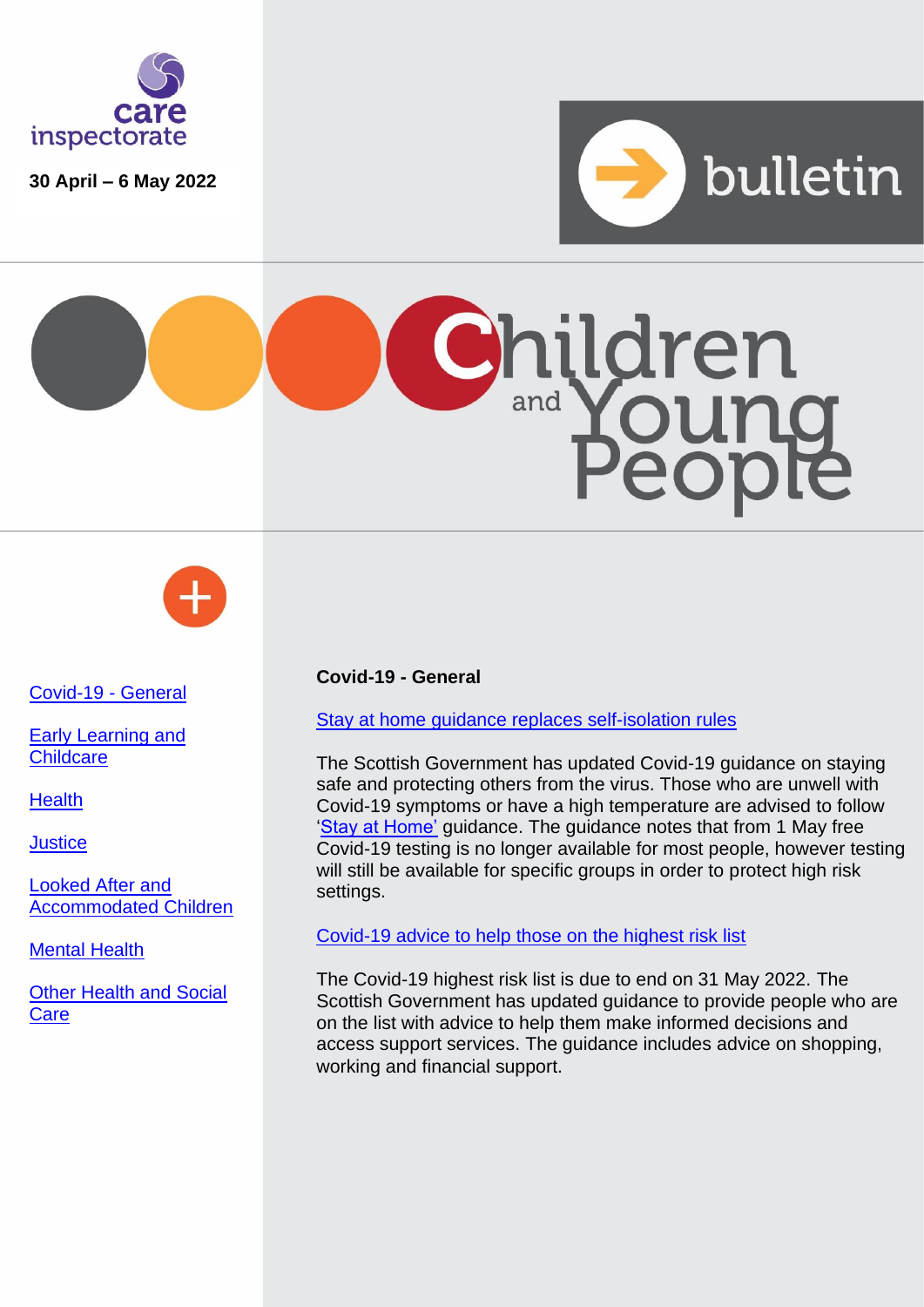care inspectorate

**30 April – 6 May 2022**

bulletin

# Children and Young People

- Covid-19 - General
- Early Learning and Childcare
- Health
- Justice
- Looked After and Accommodated Children
- Mental Health
- Other Health and Social Care

## Covid-19 - General

Stay at home guidance replaces self-isolation rules

The Scottish Government has updated Covid-19 guidance on staying safe and protecting others from the virus. Those who are unwell with Covid-19 symptoms or have a high temperature are advised to follow 'Stay at Home' guidance. The guidance notes that from 1 May free Covid-19 testing is no longer available for most people, however testing will still be available for specific groups in order to protect high risk settings.

Covid-19 advice to help those on the highest risk list

The Covid-19 highest risk list is due to end on 31 May 2022. The Scottish Government has updated guidance to provide people who are on the list with advice to help them make informed decisions and access support services. The guidance includes advice on shopping, working and financial support.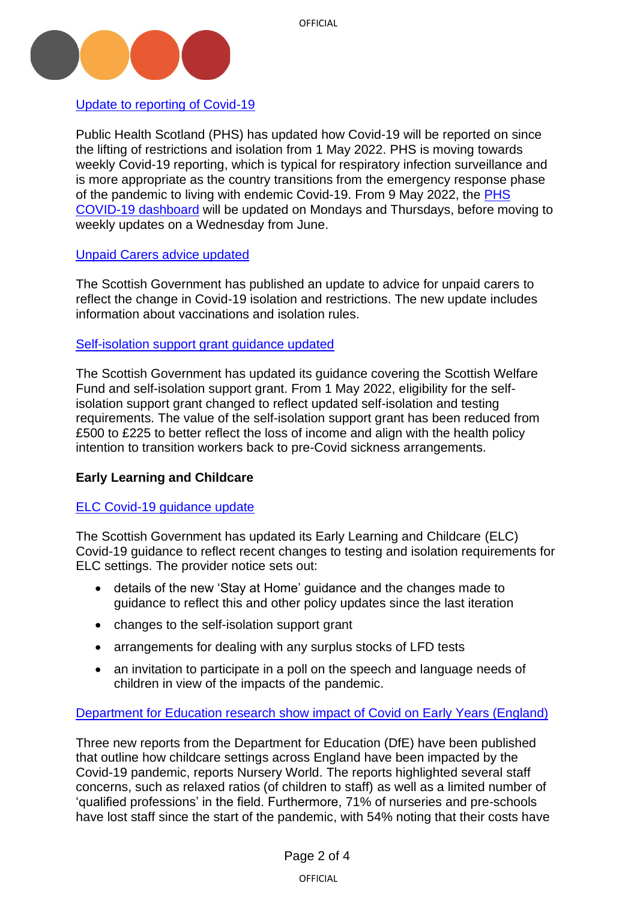[Update to reporting of Covid-19](#)

Public Health Scotland (PHS) has updated how Covid-19 will be reported on since the lifting of restrictions and isolation from 1 May 2022. PHS is moving towards weekly Covid-19 reporting, which is typical for respiratory infection surveillance and is more appropriate as the country transitions from the emergency response phase of the pandemic to living with endemic Covid-19. From 9 May 2022, the [PHS COVID-19 dashboard](#) will be updated on Mondays and Thursdays, before moving to weekly updates on a Wednesday from June.

[Unpaid Carers advice updated](#)

The Scottish Government has published an update to advice for unpaid carers to reflect the change in Covid-19 isolation and restrictions. The new update includes information about vaccinations and isolation rules.

[Self-isolation support grant guidance updated](#)

The Scottish Government has updated its guidance covering the Scottish Welfare Fund and self-isolation support grant. From 1 May 2022, eligibility for the self-isolation support grant changed to reflect updated self-isolation and testing requirements. The value of the self-isolation support grant has been reduced from £500 to £225 to better reflect the loss of income and align with the health policy intention to transition workers back to pre-Covid sickness arrangements.

**Early Learning and Childcare**

[ELC Covid-19 guidance update](#)

The Scottish Government has updated its Early Learning and Childcare (ELC) Covid-19 guidance to reflect recent changes to testing and isolation requirements for ELC settings. The provider notice sets out:

- details of the new 'Stay at Home' guidance and the changes made to guidance to reflect this and other policy updates since the last iteration
- changes to the self-isolation support grant
- arrangements for dealing with any surplus stocks of LFD tests
- an invitation to participate in a poll on the speech and language needs of children in view of the impacts of the pandemic.

[Department for Education research show impact of Covid on Early Years (England)](#)

Three new reports from the Department for Education (DfE) have been published that outline how childcare settings across England have been impacted by the Covid-19 pandemic, reports Nursery World. The reports highlighted several staff concerns, such as relaxed ratios (of children to staff) as well as a limited number of 'qualified professions' in the field. Furthermore, 71% of nurseries and pre-schools have lost staff since the start of the pandemic, with 54% noting that their costs have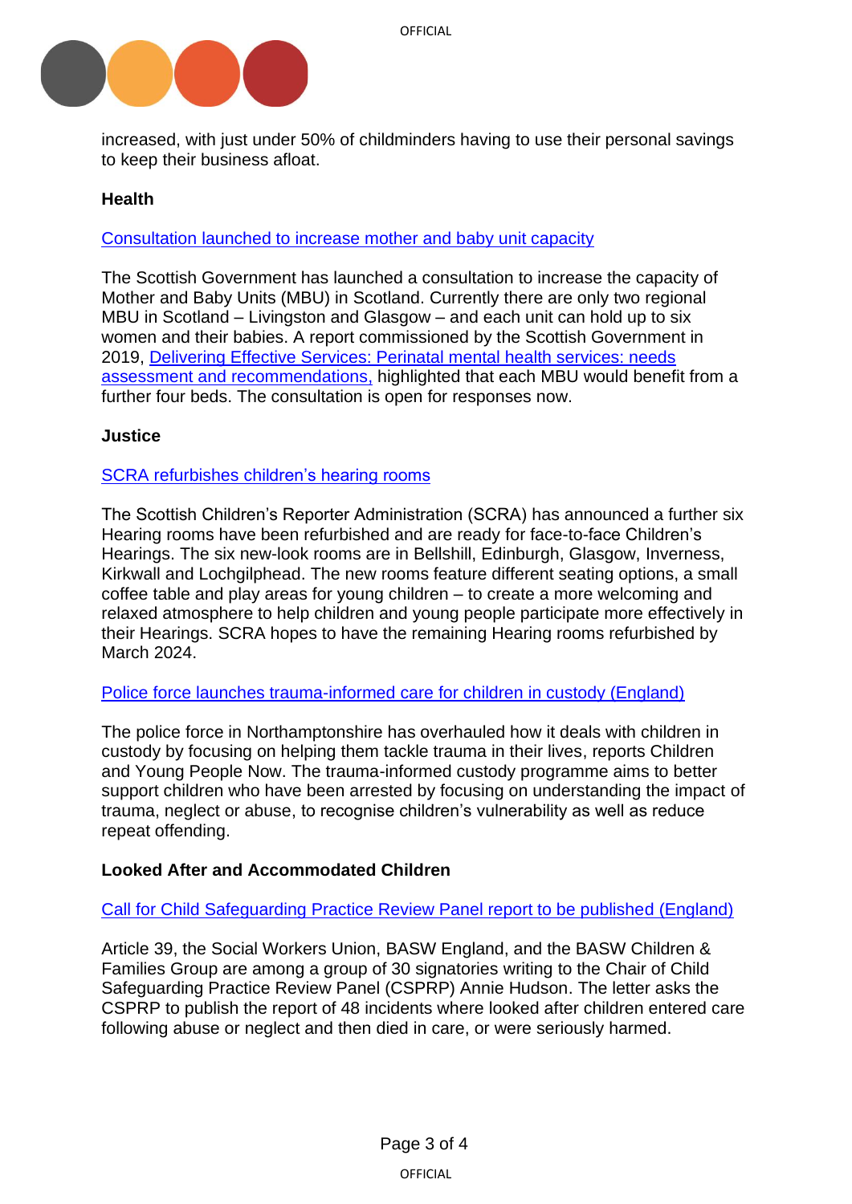increased, with just under 50% of childminders having to use their personal savings to keep their business afloat.

**Health**

Consultation launched to increase mother and baby unit capacity

The Scottish Government has launched a consultation to increase the capacity of Mother and Baby Units (MBU) in Scotland. Currently there are only two regional MBU in Scotland – Livingston and Glasgow – and each unit can hold up to six women and their babies. A report commissioned by the Scottish Government in 2019, Delivering Effective Services: Perinatal mental health services: needs assessment and recommendations, highlighted that each MBU would benefit from a further four beds. The consultation is open for responses now.

**Justice**

SCRA refurbishes children's hearing rooms

The Scottish Children's Reporter Administration (SCRA) has announced a further six Hearing rooms have been refurbished and are ready for face-to-face Children's Hearings. The six new-look rooms are in Bellshill, Edinburgh, Glasgow, Inverness, Kirkwall and Lochgilphead. The new rooms feature different seating options, a small coffee table and play areas for young children – to create a more welcoming and relaxed atmosphere to help children and young people participate more effectively in their Hearings. SCRA hopes to have the remaining Hearing rooms refurbished by March 2024.

Police force launches trauma-informed care for children in custody (England)

The police force in Northamptonshire has overhauled how it deals with children in custody by focusing on helping them tackle trauma in their lives, reports Children and Young People Now. The trauma-informed custody programme aims to better support children who have been arrested by focusing on understanding the impact of trauma, neglect or abuse, to recognise children's vulnerability as well as reduce repeat offending.

**Looked After and Accommodated Children**

Call for Child Safeguarding Practice Review Panel report to be published (England)

Article 39, the Social Workers Union, BASW England, and the BASW Children & Families Group are among a group of 30 signatories writing to the Chair of Child Safeguarding Practice Review Panel (CSPRP) Annie Hudson. The letter asks the CSPRP to publish the report of 48 incidents where looked after children entered care following abuse or neglect and then died in care, or were seriously harmed.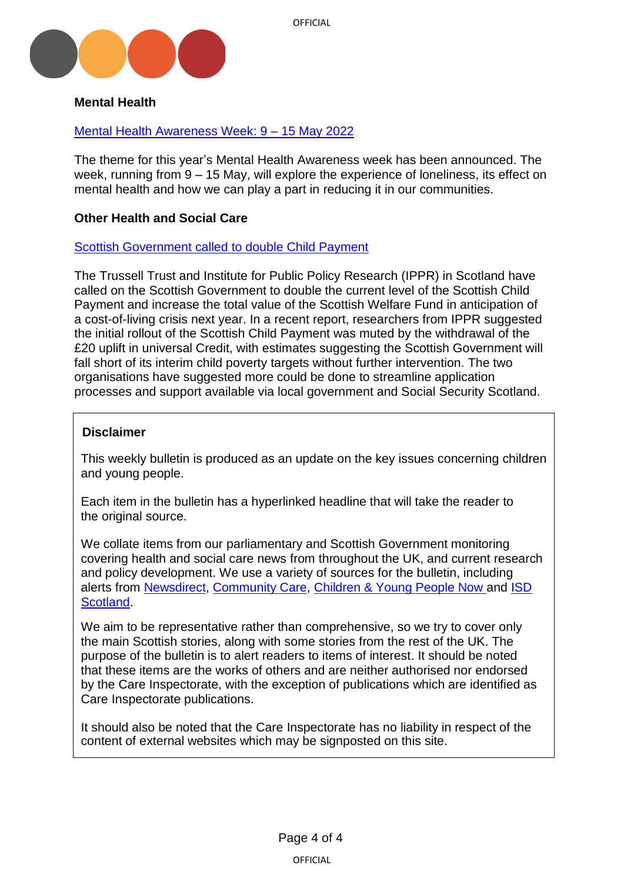**Mental Health**

Mental Health Awareness Week: 9 – 15 May 2022

The theme for this year's Mental Health Awareness week has been announced. The week, running from 9 – 15 May, will explore the experience of loneliness, its effect on mental health and how we can play a part in reducing it in our communities.

**Other Health and Social Care**

Scottish Government called to double Child Payment

The Trussell Trust and Institute for Public Policy Research (IPPR) in Scotland have called on the Scottish Government to double the current level of the Scottish Child Payment and increase the total value of the Scottish Welfare Fund in anticipation of a cost-of-living crisis next year. In a recent report, researchers from IPPR suggested the initial rollout of the Scottish Child Payment was muted by the withdrawal of the £20 uplift in universal Credit, with estimates suggesting the Scottish Government will fall short of its interim child poverty targets without further intervention. The two organisations have suggested more could be done to streamline application processes and support available via local government and Social Security Scotland.

**Disclaimer**

This weekly bulletin is produced as an update on the key issues concerning children and young people.

Each item in the bulletin has a hyperlinked headline that will take the reader to the original source.

We collate items from our parliamentary and Scottish Government monitoring covering health and social care news from throughout the UK, and current research and policy development. We use a variety of sources for the bulletin, including alerts from Newsdirect, Community Care, Children & Young People Now and ISD Scotland.

We aim to be representative rather than comprehensive, so we try to cover only the main Scottish stories, along with some stories from the rest of the UK. The purpose of the bulletin is to alert readers to items of interest. It should be noted that these items are the works of others and are neither authorised nor endorsed by the Care Inspectorate, with the exception of publications which are identified as Care Inspectorate publications.

It should also be noted that the Care Inspectorate has no liability in respect of the content of external websites which may be signposted on this site.